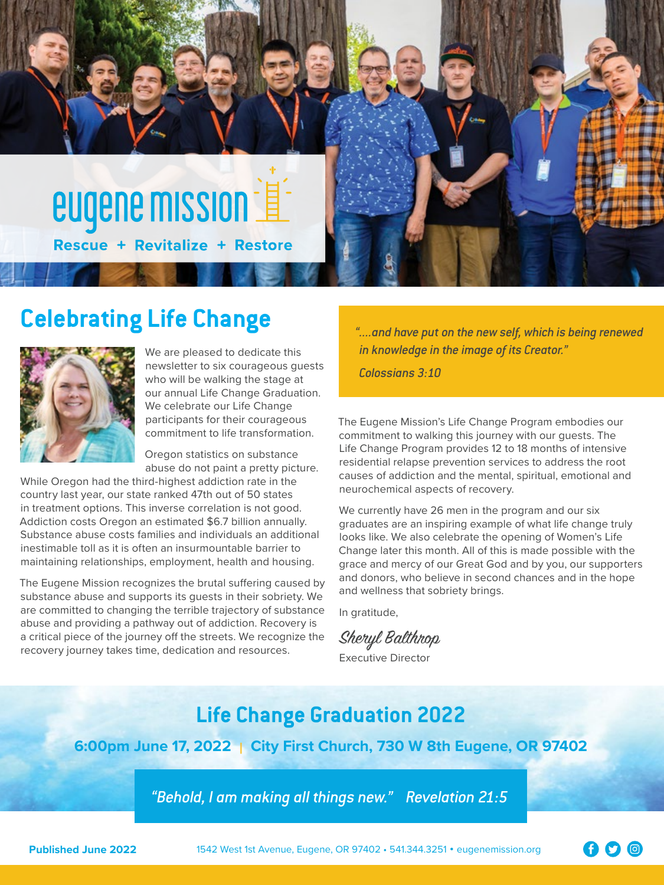# eugene mission

**Rescue + Revitalize + Restore**

## Celebrating Life Change

We are pleased to dedicate this newsletter to six courageous guests who will be walking the stage at our annual Life Change Graduation. We celebrate our Life Change participants for their courageous commitment to life transformation.

Oregon statistics on substance abuse do not paint a pretty picture. While Oregon had the third-highest addiction rate in the country last year, our state ranked 47th out of 50 states in treatment options. This inverse correlation is not good. Addiction costs Oregon an estimated $6.7 billion annually. Substance abuse costs families and individuals an additional inestimable toll as it is often an insurmountable barrier to maintaining relationships, employment, health and housing.

The Eugene Mission recognizes the brutal suffering caused by substance abuse and supports its guests in their sobriety. We are committed to changing the terrible trajectory of substance abuse and providing a pathway out of addiction. Recovery is a critical piece of the journey off the streets. We recognize the recovery journey takes time, dedication and resources.

> *"....and have put on the new self, which is being renewed in knowledge in the image of its Creator."*
>
> *Colossians 3:10*

The Eugene Mission's Life Change Program embodies our commitment to walking this journey with our guests. The Life Change Program provides 12 to 18 months of intensive residential relapse prevention services to address the root causes of addiction and the mental, spiritual, emotional and neurochemical aspects of recovery.

We currently have 26 men in the program and our six graduates are an inspiring example of what life change truly looks like. We also celebrate the opening of Women's Life Change later this month. All of this is made possible with the grace and mercy of our Great God and by you, our supporters and donors, who believe in second chances and in the hope and wellness that sobriety brings.

In gratitude,

*Sheryl Balthrop*

Executive Director

## Life Change Graduation 2022

**6:00pm June 17, 2022 | City First Church, 730 W 8th Eugene, OR 97402**

*"Behold, I am making all things new." Revelation 21:5*

**Published June 2022**

1542 West 1st Avenue, Eugene, OR 97402 • 541.344.3251 • eugenemission.org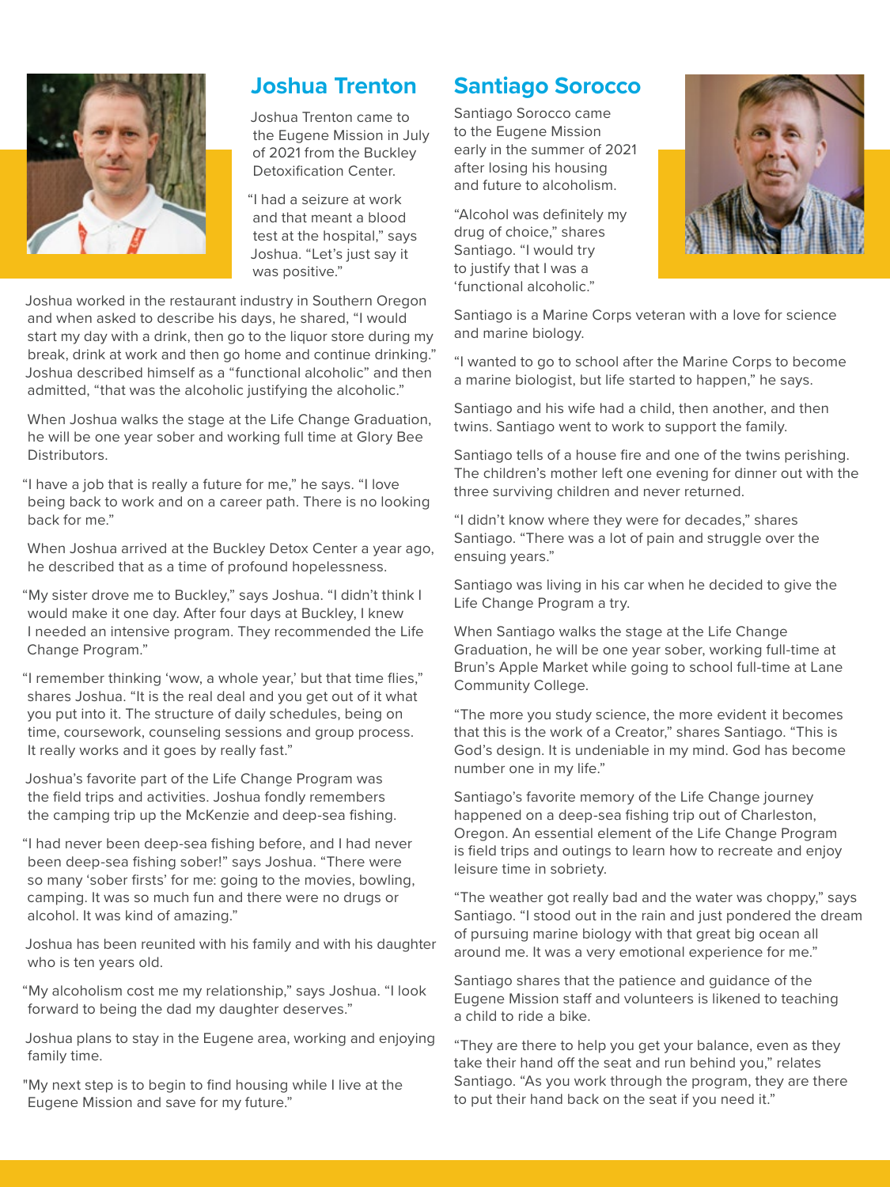## Joshua Trenton

Joshua Trenton came to the Eugene Mission in July of 2021 from the Buckley Detoxification Center.

"I had a seizure at work and that meant a blood test at the hospital," says Joshua. "Let's just say it was positive."

Joshua worked in the restaurant industry in Southern Oregon and when asked to describe his days, he shared, "I would start my day with a drink, then go to the liquor store during my break, drink at work and then go home and continue drinking." Joshua described himself as a "functional alcoholic" and then admitted, "that was the alcoholic justifying the alcoholic."

When Joshua walks the stage at the Life Change Graduation, he will be one year sober and working full time at Glory Bee Distributors.

"I have a job that is really a future for me," he says. "I love being back to work and on a career path. There is no looking back for me."

When Joshua arrived at the Buckley Detox Center a year ago, he described that as a time of profound hopelessness.

"My sister drove me to Buckley," says Joshua. "I didn't think I would make it one day. After four days at Buckley, I knew I needed an intensive program. They recommended the Life Change Program."

"I remember thinking 'wow, a whole year,' but that time flies," shares Joshua. "It is the real deal and you get out of it what you put into it. The structure of daily schedules, being on time, coursework, counseling sessions and group process. It really works and it goes by really fast."

Joshua's favorite part of the Life Change Program was the field trips and activities. Joshua fondly remembers the camping trip up the McKenzie and deep-sea fishing.

"I had never been deep-sea fishing before, and I had never been deep-sea fishing sober!" says Joshua. "There were so many 'sober firsts' for me: going to the movies, bowling, camping. It was so much fun and there were no drugs or alcohol. It was kind of amazing."

Joshua has been reunited with his family and with his daughter who is ten years old.

"My alcoholism cost me my relationship," says Joshua. "I look forward to being the dad my daughter deserves."

Joshua plans to stay in the Eugene area, working and enjoying family time.

"My next step is to begin to find housing while I live at the Eugene Mission and save for my future."

## Santiago Sorocco

Santiago Sorocco came to the Eugene Mission early in the summer of 2021 after losing his housing and future to alcoholism.

"Alcohol was definitely my drug of choice," shares Santiago. "I would try to justify that I was a 'functional alcoholic.'"

Santiago is a Marine Corps veteran with a love for science and marine biology.

"I wanted to go to school after the Marine Corps to become a marine biologist, but life started to happen," he says.

Santiago and his wife had a child, then another, and then twins. Santiago went to work to support the family.

Santiago tells of a house fire and one of the twins perishing. The children's mother left one evening for dinner out with the three surviving children and never returned.

"I didn't know where they were for decades," shares Santiago. "There was a lot of pain and struggle over the ensuing years."

Santiago was living in his car when he decided to give the Life Change Program a try.

When Santiago walks the stage at the Life Change Graduation, he will be one year sober, working full-time at Brun's Apple Market while going to school full-time at Lane Community College.

"The more you study science, the more evident it becomes that this is the work of a Creator," shares Santiago. "This is God's design. It is undeniable in my mind. God has become number one in my life."

Santiago's favorite memory of the Life Change journey happened on a deep-sea fishing trip out of Charleston, Oregon. An essential element of the Life Change Program is field trips and outings to learn how to recreate and enjoy leisure time in sobriety.

"The weather got really bad and the water was choppy," says Santiago. "I stood out in the rain and just pondered the dream of pursuing marine biology with that great big ocean all around me. It was a very emotional experience for me."

Santiago shares that the patience and guidance of the Eugene Mission staff and volunteers is likened to teaching a child to ride a bike.

"They are there to help you get your balance, even as they take their hand off the seat and run behind you," relates Santiago. "As you work through the program, they are there to put their hand back on the seat if you need it."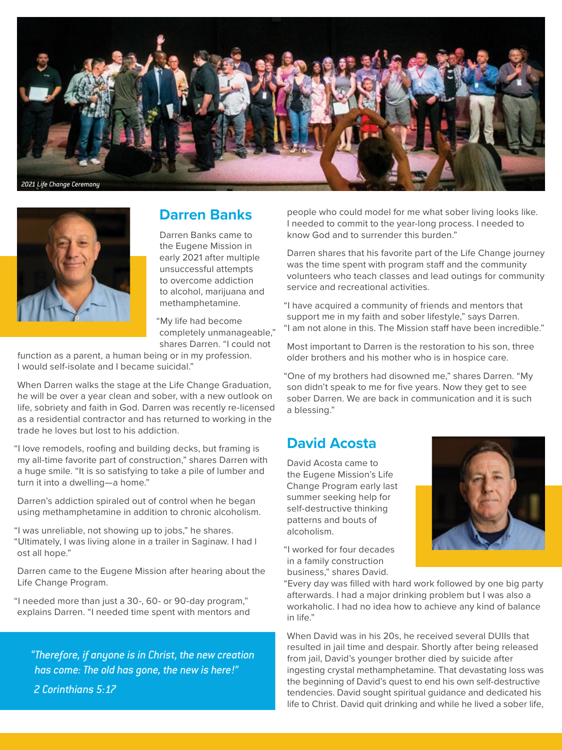*2021 Life Change Ceremony*

## Darren Banks

Darren Banks came to the Eugene Mission in early 2021 after multiple unsuccessful attempts to overcome addiction to alcohol, marijuana and methamphetamine.

"My life had become completely unmanageable," shares Darren. "I could not function as a parent, a human being or in my profession. I would self-isolate and I became suicidal."

When Darren walks the stage at the Life Change Graduation, he will be over a year clean and sober, with a new outlook on life, sobriety and faith in God. Darren was recently re-licensed as a residential contractor and has returned to working in the trade he loves but lost to his addiction.

"I love remodels, roofing and building decks, but framing is my all-time favorite part of construction," shares Darren with a huge smile. "It is so satisfying to take a pile of lumber and turn it into a dwelling—a home."

Darren's addiction spiraled out of control when he began using methamphetamine in addition to chronic alcoholism.

"I was unreliable, not showing up to jobs," he shares. "Ultimately, I was living alone in a trailer in Saginaw. I had l ost all hope."

Darren came to the Eugene Mission after hearing about the Life Change Program.

"I needed more than just a 30-, 60- or 90-day program," explains Darren. "I needed time spent with mentors and people who could model for me what sober living looks like. I needed to commit to the year-long process. I needed to know God and to surrender this burden."

Darren shares that his favorite part of the Life Change journey was the time spent with program staff and the community volunteers who teach classes and lead outings for community service and recreational activities.

"I have acquired a community of friends and mentors that support me in my faith and sober lifestyle," says Darren. "I am not alone in this. The Mission staff have been incredible."

Most important to Darren is the restoration to his son, three older brothers and his mother who is in hospice care.

"One of my brothers had disowned me," shares Darren. "My son didn't speak to me for five years. Now they get to see sober Darren. We are back in communication and it is such a blessing."

> *"Therefore, if anyone is in Christ, the new creation has come: The old has gone, the new is here!"*
> *2 Corinthians 5:17*

## David Acosta

David Acosta came to the Eugene Mission's Life Change Program early last summer seeking help for self-destructive thinking patterns and bouts of alcoholism.

"I worked for four decades in a family construction business," shares David. "Every day was filled with hard work followed by one big party afterwards. I had a major drinking problem but I was also a workaholic. I had no idea how to achieve any kind of balance in life."

When David was in his 20s, he received several DUIIs that resulted in jail time and despair. Shortly after being released from jail, David's younger brother died by suicide after ingesting crystal methamphetamine. That devastating loss was the beginning of David's quest to end his own self-destructive tendencies. David sought spiritual guidance and dedicated his life to Christ. David quit drinking and while he lived a sober life,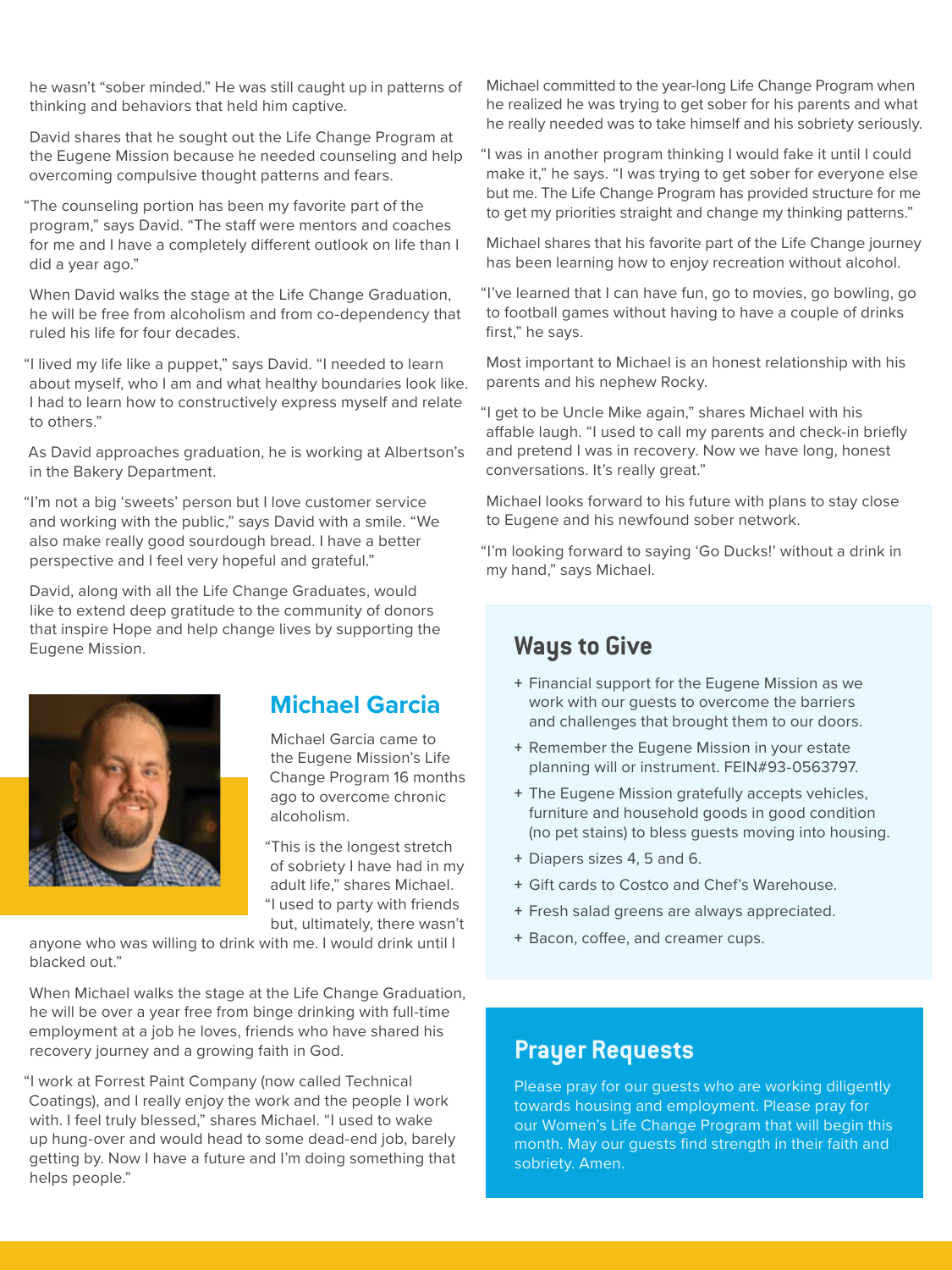he wasn't "sober minded." He was still caught up in patterns of thinking and behaviors that held him captive.

David shares that he sought out the Life Change Program at the Eugene Mission because he needed counseling and help overcoming compulsive thought patterns and fears.

"The counseling portion has been my favorite part of the program," says David. "The staff were mentors and coaches for me and I have a completely different outlook on life than I did a year ago."

When David walks the stage at the Life Change Graduation, he will be free from alcoholism and from co-dependency that ruled his life for four decades.

"I lived my life like a puppet," says David. "I needed to learn about myself, who I am and what healthy boundaries look like. I had to learn how to constructively express myself and relate to others."

As David approaches graduation, he is working at Albertson's in the Bakery Department.

"I'm not a big 'sweets' person but I love customer service and working with the public," says David with a smile. "We also make really good sourdough bread. I have a better perspective and I feel very hopeful and grateful."

David, along with all the Life Change Graduates, would like to extend deep gratitude to the community of donors that inspire Hope and help change lives by supporting the Eugene Mission.

## Michael Garcia

Michael Garcia came to the Eugene Mission's Life Change Program 16 months ago to overcome chronic alcoholism.

"This is the longest stretch of sobriety I have had in my adult life," shares Michael. "I used to party with friends but, ultimately, there wasn't anyone who was willing to drink with me. I would drink until I blacked out."

When Michael walks the stage at the Life Change Graduation, he will be over a year free from binge drinking with full-time employment at a job he loves, friends who have shared his recovery journey and a growing faith in God.

"I work at Forrest Paint Company (now called Technical Coatings), and I really enjoy the work and the people I work with. I feel truly blessed," shares Michael. "I used to wake up hung-over and would head to some dead-end job, barely getting by. Now I have a future and I'm doing something that helps people."

Michael committed to the year-long Life Change Program when he realized he was trying to get sober for his parents and what he really needed was to take himself and his sobriety seriously.

"I was in another program thinking I would fake it until I could make it," he says. "I was trying to get sober for everyone else but me. The Life Change Program has provided structure for me to get my priorities straight and change my thinking patterns."

Michael shares that his favorite part of the Life Change journey has been learning how to enjoy recreation without alcohol.

"I've learned that I can have fun, go to movies, go bowling, go to football games without having to have a couple of drinks first," he says.

Most important to Michael is an honest relationship with his parents and his nephew Rocky.

"I get to be Uncle Mike again," shares Michael with his affable laugh. "I used to call my parents and check-in briefly and pretend I was in recovery. Now we have long, honest conversations. It's really great."

Michael looks forward to his future with plans to stay close to Eugene and his newfound sober network.

"I'm looking forward to saying 'Go Ducks!' without a drink in my hand," says Michael.

## Ways to Give

+ Financial support for the Eugene Mission as we work with our guests to overcome the barriers and challenges that brought them to our doors.
+ Remember the Eugene Mission in your estate planning will or instrument. FEIN#93-0563797.
+ The Eugene Mission gratefully accepts vehicles, furniture and household goods in good condition (no pet stains) to bless guests moving into housing.
+ Diapers sizes 4, 5 and 6.
+ Gift cards to Costco and Chef's Warehouse.
+ Fresh salad greens are always appreciated.
+ Bacon, coffee, and creamer cups.

## Prayer Requests

Please pray for our guests who are working diligently towards housing and employment. Please pray for our Women's Life Change Program that will begin this month. May our guests find strength in their faith and sobriety. Amen.